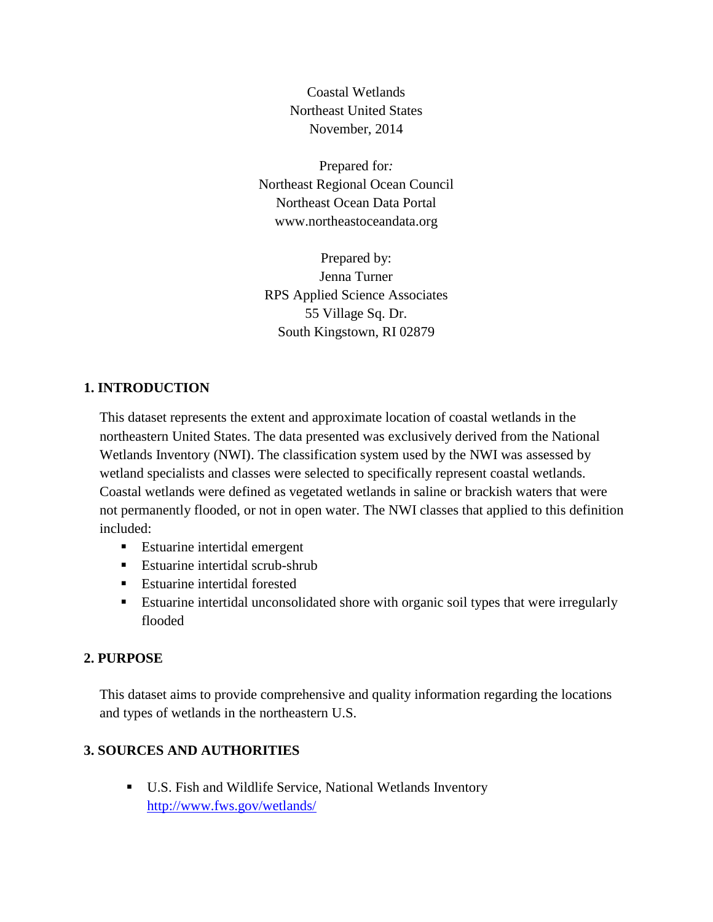Coastal Wetlands
Northeast United States
November, 2014

Prepared for:
Northeast Regional Ocean Council
Northeast Ocean Data Portal
www.northeastoceandata.org

Prepared by:
Jenna Turner
RPS Applied Science Associates
55 Village Sq. Dr.
South Kingstown, RI 02879

## 1. INTRODUCTION

This dataset represents the extent and approximate location of coastal wetlands in the northeastern United States. The data presented was exclusively derived from the National Wetlands Inventory (NWI). The classification system used by the NWI was assessed by wetland specialists and classes were selected to specifically represent coastal wetlands. Coastal wetlands were defined as vegetated wetlands in saline or brackish waters that were not permanently flooded, or not in open water. The NWI classes that applied to this definition included:

- Estuarine intertidal emergent
- Estuarine intertidal scrub-shrub
- Estuarine intertidal forested
- Estuarine intertidal unconsolidated shore with organic soil types that were irregularly flooded

## 2. PURPOSE

This dataset aims to provide comprehensive and quality information regarding the locations and types of wetlands in the northeastern U.S.

## 3. SOURCES AND AUTHORITIES

- U.S. Fish and Wildlife Service, National Wetlands Inventory
  http://www.fws.gov/wetlands/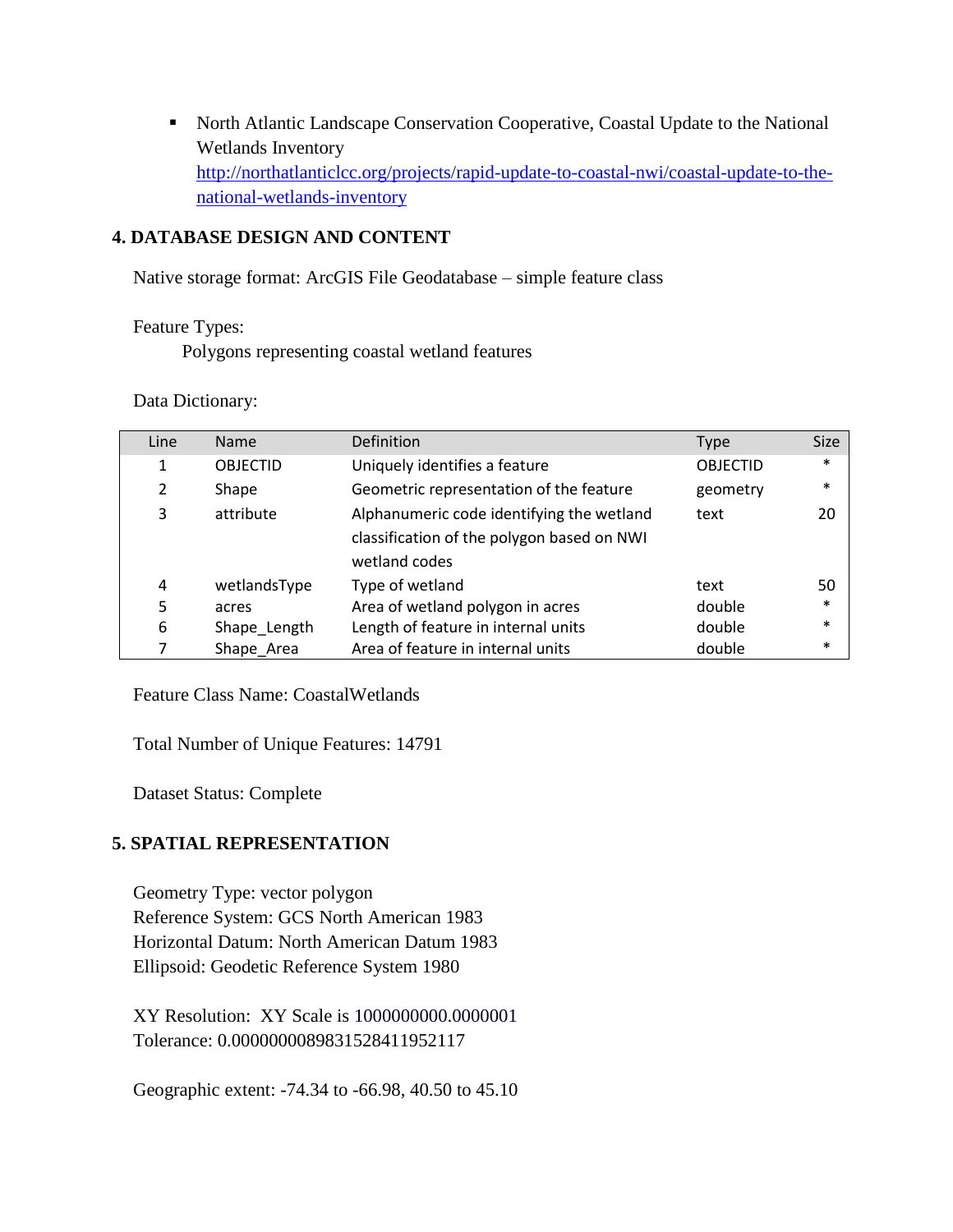- North Atlantic Landscape Conservation Cooperative, Coastal Update to the National Wetlands Inventory http://northatlanticlcc.org/projects/rapid-update-to-coastal-nwi/coastal-update-to-the-national-wetlands-inventory

## 4. DATABASE DESIGN AND CONTENT

Native storage format: ArcGIS File Geodatabase – simple feature class

Feature Types:

Polygons representing coastal wetland features

Data Dictionary:

| Line | Name | Definition | Type | Size |
|---|---|---|---|---|
| 1 | OBJECTID | Uniquely identifies a feature | OBJECTID | * |
| 2 | Shape | Geometric representation of the feature | geometry | * |
| 3 | attribute | Alphanumeric code identifying the wetland classification of the polygon based on NWI wetland codes | text | 20 |
| 4 | wetlandsType | Type of wetland | text | 50 |
| 5 | acres | Area of wetland polygon in acres | double | * |
| 6 | Shape_Length | Length of feature in internal units | double | * |
| 7 | Shape_Area | Area of feature in internal units | double | * |

Feature Class Name: CoastalWetlands

Total Number of Unique Features: 14791

Dataset Status: Complete

## 5. SPATIAL REPRESENTATION

Geometry Type: vector polygon
Reference System: GCS North American 1983
Horizontal Datum: North American Datum 1983
Ellipsoid: Geodetic Reference System 1980

XY Resolution: XY Scale is 1000000000.0000001
Tolerance: 0.0000000089831528411952117

Geographic extent: -74.34 to -66.98, 40.50 to 45.10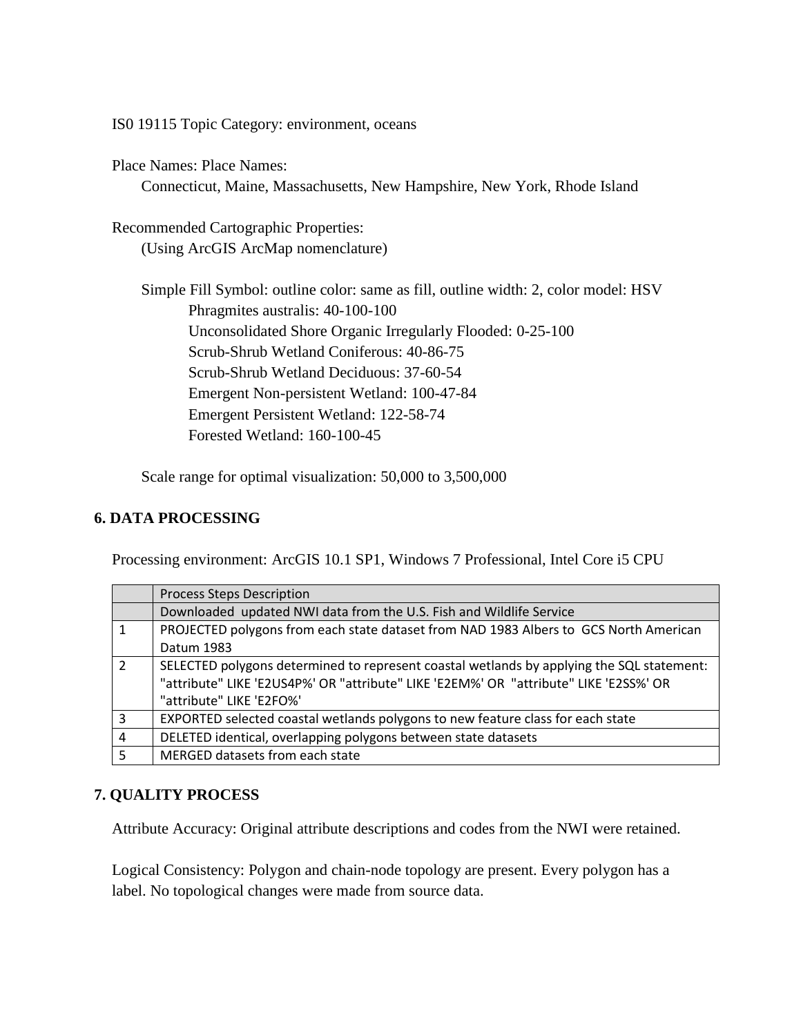IS0 19115 Topic Category: environment, oceans

Place Names: Place Names:
Connecticut, Maine, Massachusetts, New Hampshire, New York, Rhode Island

Recommended Cartographic Properties:
(Using ArcGIS ArcMap nomenclature)

Simple Fill Symbol: outline color: same as fill, outline width: 2, color model: HSV
- Phragmites australis: 40-100-100
- Unconsolidated Shore Organic Irregularly Flooded: 0-25-100
- Scrub-Shrub Wetland Coniferous: 40-86-75
- Scrub-Shrub Wetland Deciduous: 37-60-54
- Emergent Non-persistent Wetland: 100-47-84
- Emergent Persistent Wetland: 122-58-74
- Forested Wetland: 160-100-45

Scale range for optimal visualization: 50,000 to 3,500,000

## 6. DATA PROCESSING

Processing environment: ArcGIS 10.1 SP1, Windows 7 Professional, Intel Core i5 CPU

| | Process Steps Description |
|---|---|
| | Downloaded updated NWI data from the U.S. Fish and Wildlife Service |
| 1 | PROJECTED polygons from each state dataset from NAD 1983 Albers to GCS North American Datum 1983 |
| 2 | SELECTED polygons determined to represent coastal wetlands by applying the SQL statement: "attribute" LIKE 'E2US4P%' OR "attribute" LIKE 'E2EM%' OR "attribute" LIKE 'E2SS%' OR "attribute" LIKE 'E2FO%' |
| 3 | EXPORTED selected coastal wetlands polygons to new feature class for each state |
| 4 | DELETED identical, overlapping polygons between state datasets |
| 5 | MERGED datasets from each state |

## 7. QUALITY PROCESS

Attribute Accuracy: Original attribute descriptions and codes from the NWI were retained.

Logical Consistency: Polygon and chain-node topology are present. Every polygon has a label. No topological changes were made from source data.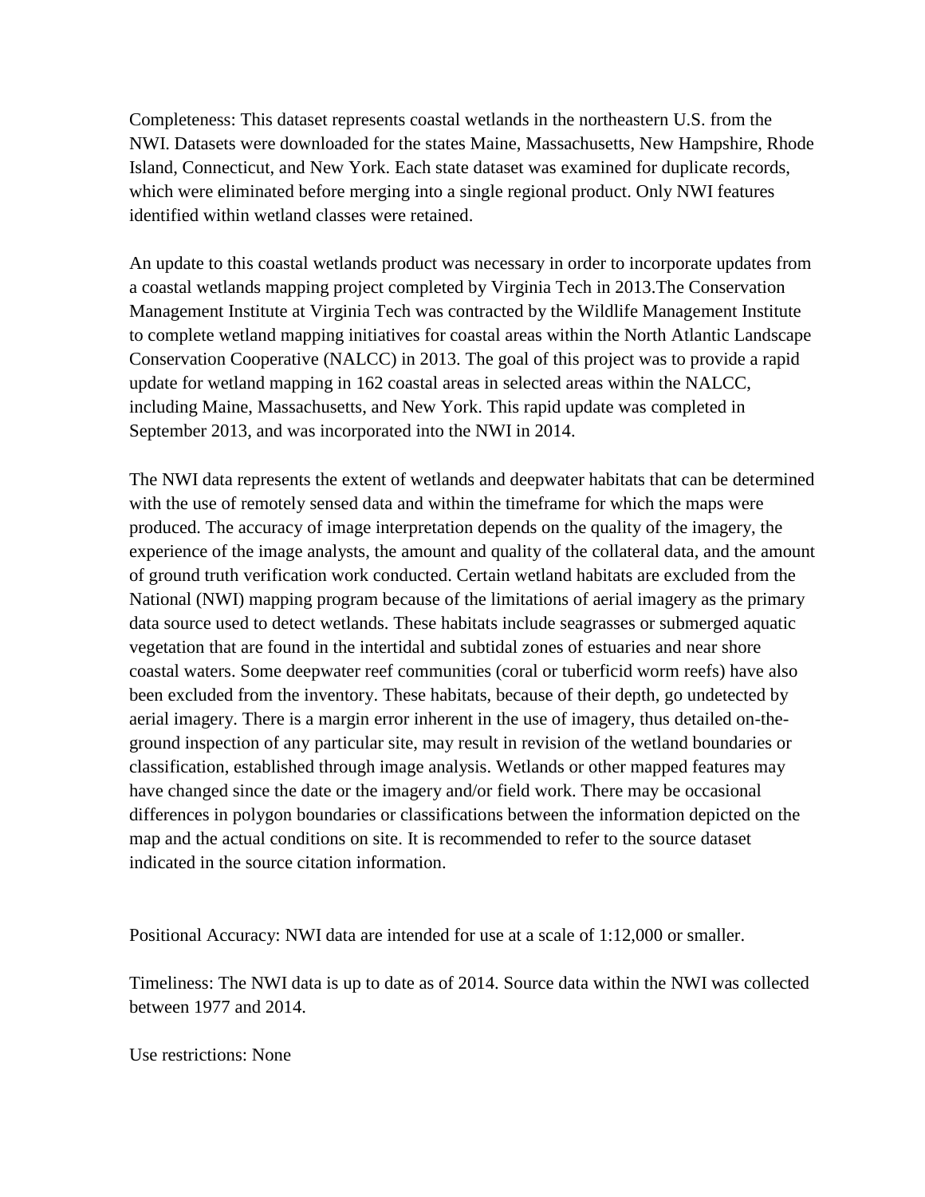Completeness: This dataset represents coastal wetlands in the northeastern U.S. from the NWI. Datasets were downloaded for the states Maine, Massachusetts, New Hampshire, Rhode Island, Connecticut, and New York. Each state dataset was examined for duplicate records, which were eliminated before merging into a single regional product. Only NWI features identified within wetland classes were retained.

An update to this coastal wetlands product was necessary in order to incorporate updates from a coastal wetlands mapping project completed by Virginia Tech in 2013.The Conservation Management Institute at Virginia Tech was contracted by the Wildlife Management Institute to complete wetland mapping initiatives for coastal areas within the North Atlantic Landscape Conservation Cooperative (NALCC) in 2013. The goal of this project was to provide a rapid update for wetland mapping in 162 coastal areas in selected areas within the NALCC, including Maine, Massachusetts, and New York. This rapid update was completed in September 2013, and was incorporated into the NWI in 2014.

The NWI data represents the extent of wetlands and deepwater habitats that can be determined with the use of remotely sensed data and within the timeframe for which the maps were produced. The accuracy of image interpretation depends on the quality of the imagery, the experience of the image analysts, the amount and quality of the collateral data, and the amount of ground truth verification work conducted. Certain wetland habitats are excluded from the National (NWI) mapping program because of the limitations of aerial imagery as the primary data source used to detect wetlands. These habitats include seagrasses or submerged aquatic vegetation that are found in the intertidal and subtidal zones of estuaries and near shore coastal waters. Some deepwater reef communities (coral or tuberficid worm reefs) have also been excluded from the inventory. These habitats, because of their depth, go undetected by aerial imagery. There is a margin error inherent in the use of imagery, thus detailed on-the-ground inspection of any particular site, may result in revision of the wetland boundaries or classification, established through image analysis. Wetlands or other mapped features may have changed since the date or the imagery and/or field work. There may be occasional differences in polygon boundaries or classifications between the information depicted on the map and the actual conditions on site. It is recommended to refer to the source dataset indicated in the source citation information.

Positional Accuracy: NWI data are intended for use at a scale of 1:12,000 or smaller.

Timeliness: The NWI data is up to date as of 2014. Source data within the NWI was collected between 1977 and 2014.

Use restrictions: None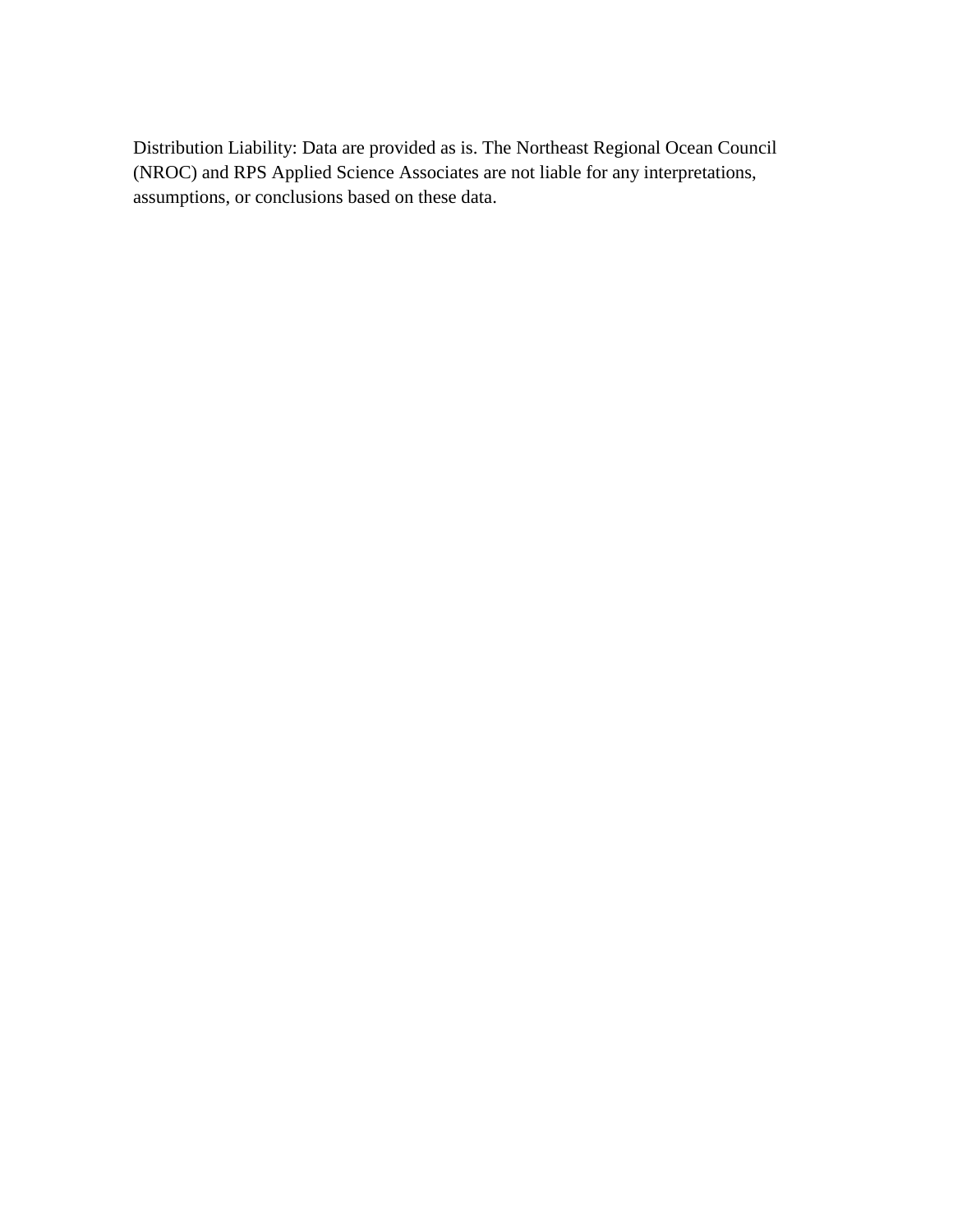Distribution Liability: Data are provided as is. The Northeast Regional Ocean Council (NROC) and RPS Applied Science Associates are not liable for any interpretations, assumptions, or conclusions based on these data.